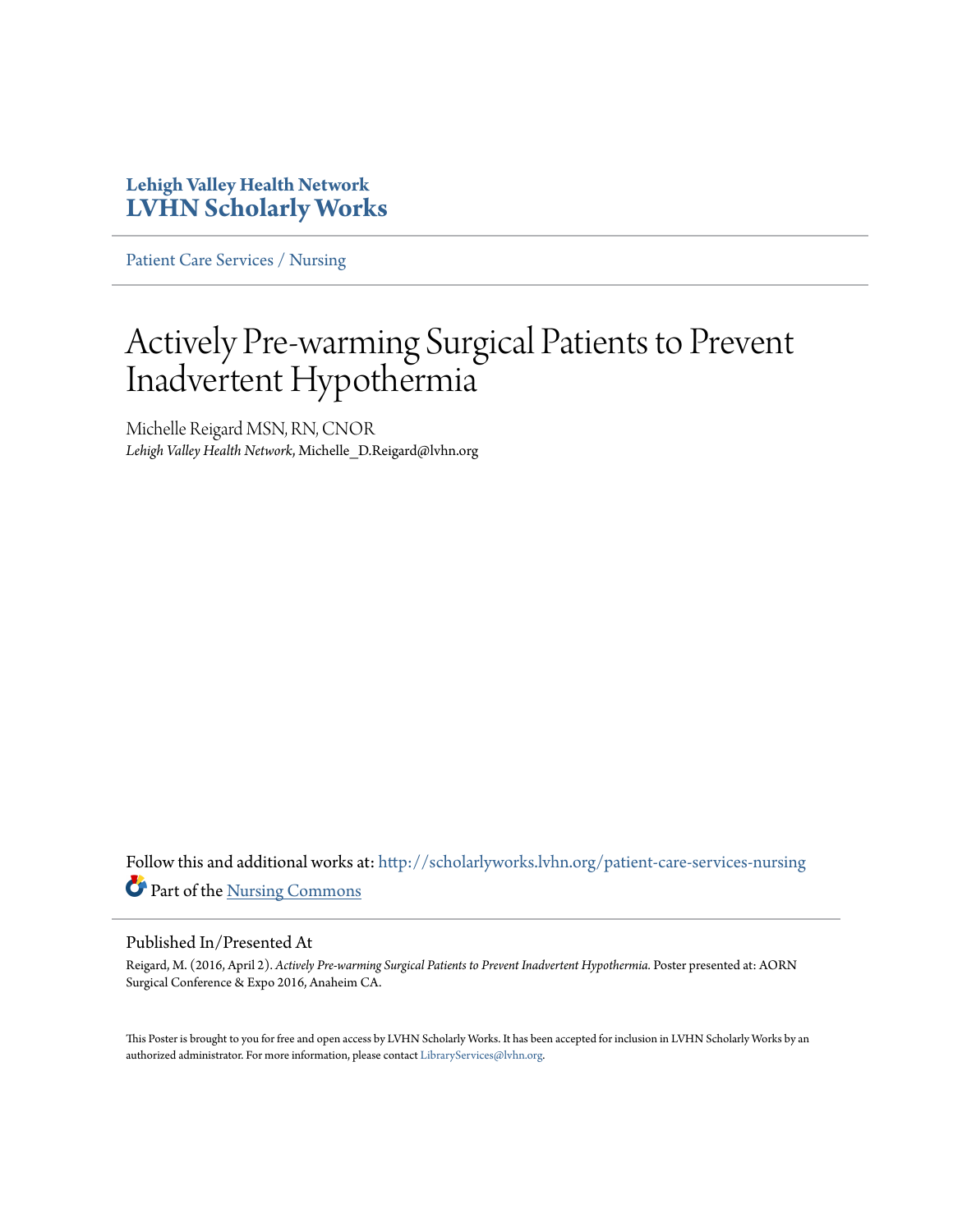**Lehigh Valley Health Network**
**LVHN Scholarly Works**

---

Patient Care Services / Nursing

---

# Actively Pre-warming Surgical Patients to Prevent Inadvertent Hypothermia

Michelle Reigard MSN, RN, CNOR
*Lehigh Valley Health Network*, Michelle_D.Reigard@lvhn.org

Follow this and additional works at: http://scholarlyworks.lvhn.org/patient-care-services-nursing

Part of the Nursing Commons

---

## Published In/Presented At

Reigard, M. (2016, April 2). *Actively Pre-warming Surgical Patients to Prevent Inadvertent Hypothermia.* Poster presented at: AORN Surgical Conference & Expo 2016, Anaheim CA.

This Poster is brought to you for free and open access by LVHN Scholarly Works. It has been accepted for inclusion in LVHN Scholarly Works by an authorized administrator. For more information, please contact LibraryServices@lvhn.org.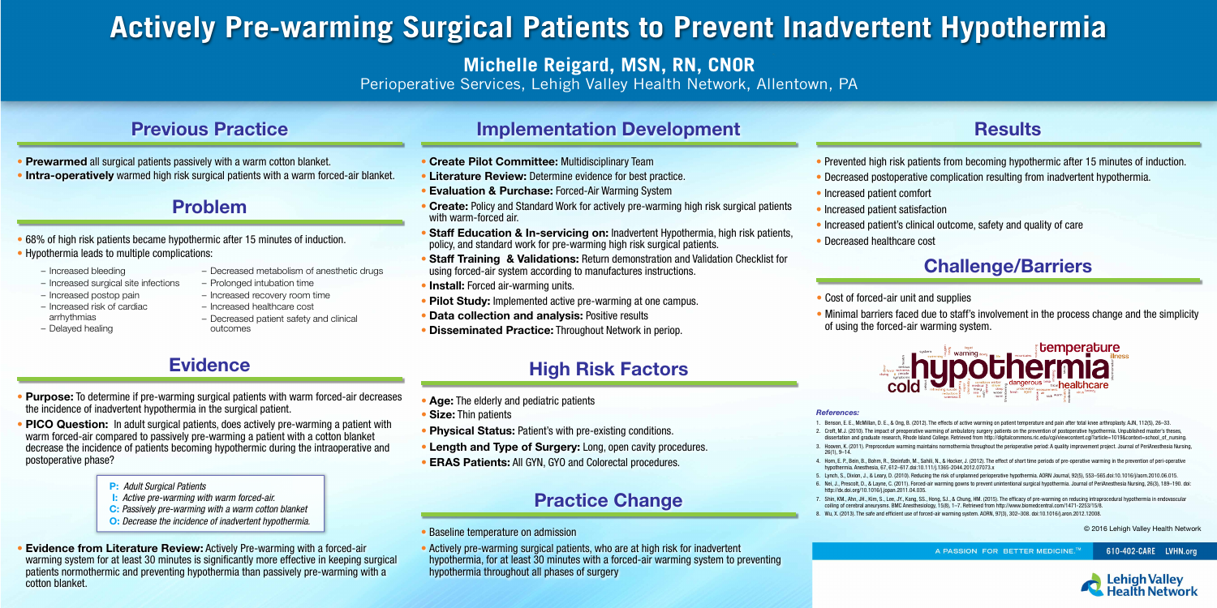# Actively Pre-warming Surgical Patients to Prevent Inadvertent Hypothermia

**Michelle Reigard, MSN, RN, CNOR**

Perioperative Services, Lehigh Valley Health Network, Allentown, PA

## Previous Practice

- **Prewarmed** all surgical patients passively with a warm cotton blanket.
- **Intra-operatively** warmed high risk surgical patients with a warm forced-air blanket.

## Problem

- 68% of high risk patients became hypothermic after 15 minutes of induction.
- Hypothermia leads to multiple complications:
  - Increased bleeding
  - Increased surgical site infections
  - Increased postop pain
  - Increased risk of cardiac arrhythmias
  - Delayed healing
  - Decreased metabolism of anesthetic drugs
  - Prolonged intubation time
  - Increased recovery room time
  - Increased healthcare cost
  - Decreased patient safety and clinical outcomes

## Evidence

- **Purpose:** To determine if pre-warming surgical patients with warm forced-air decreases the incidence of inadvertent hypothermia in the surgical patient.
- **PICO Question:** In adult surgical patients, does actively pre-warming a patient with warm forced-air compared to passively pre-warming a patient with a cotton blanket decrease the incidence of patients becoming hypothermic during the intraoperative and postoperative phase?

> **P:** *Adult Surgical Patients*
> **I:** *Active pre-warming with warm forced-air.*
> **C:** *Passively pre-warming with a warm cotton blanket*
> **O:** *Decrease the incidence of inadvertent hypothermia.*

- **Evidence from Literature Review:** Actively Pre-warming with a forced-air warming system for at least 30 minutes is significantly more effective in keeping surgical patients normothermic and preventing hypothermia than passively pre-warming with a cotton blanket.

## Implementation Development

- **Create Pilot Committee:** Multidisciplinary Team
- **Literature Review:** Determine evidence for best practice.
- **Evaluation & Purchase:** Forced-Air Warming System
- **Create:** Policy and Standard Work for actively pre-warming high risk surgical patients with warm-forced air.
- **Staff Education & In-servicing on:** Inadvertent Hypothermia, high risk patients, policy, and standard work for pre-warming high risk surgical patients.
- **Staff Training & Validations:** Return demonstration and Validation Checklist for using forced-air system according to manufactures instructions.
- **Install:** Forced air-warming units.
- **Pilot Study:** Implemented active pre-warming at one campus.
- **Data collection and analysis:** Positive results
- **Disseminated Practice:** Throughout Network in periop.

## High Risk Factors

- **Age:** The elderly and pediatric patients
- **Size:** Thin patients
- **Physical Status:** Patient's with pre-existing conditions.
- **Length and Type of Surgery:** Long, open cavity procedures.
- **ERAS Patients:** All GYN, GYO and Colorectal procedures.

## Practice Change

- Baseline temperature on admission
- Actively pre-warming surgical patients, who are at high risk for inadvertent hypothermia, for at least 30 minutes with a forced-air warming system to preventing hypothermia throughout all phases of surgery

## Results

- Prevented high risk patients from becoming hypothermic after 15 minutes of induction.
- Decreased postoperative complication resulting from inadvertent hypothermia.
- Increased patient comfort
- Increased patient satisfaction
- Increased patient's clinical outcome, safety and quality of care
- Decreased healthcare cost

## Challenge/Barriers

- Cost of forced-air unit and supplies
- Minimal barriers faced due to staff's involvement in the process change and the simplicity of using the forced-air warming system.

### *References:*

1. Benson, E. E., McMillan, D. E., & Ong, B. (2012). The effects of active warming on patient temperature and pain after total knee arthroplasty. AJN, 112(5), 26–33.
2. Croft, M.J. (2010). The impact of preoperative warming of ambulatory surgery patients on the prevention of postoperative hypothermia. Unpublished master's theses, dissertation and graduate research, Rhode Island College. Retrieved from http://digitalcommons.ric.edu/cgi/viewcontent.cgi?article=1019&context=school_of_nursing.
3. Hooven, K. (2011). Preprocedure warming maintains normothermia throughout the perioperative period: A quality improvement project. Journal of PeriAnesthesia Nursing, 26(1), 9–14.
4. Horn, E. P., Bein, B., Bohm, R., Steinfath, M., Sahili, N., & Hocker, J. (2012). The effect of short time periods of pre-operative warming in the prevention of peri-operative hypothermia. Anesthesia, 67, 612–617.doi:10.111/j.1365-2044.2012.07073.x
5. Lynch, S., Dixion, J., & Leary, D. (2010). Reducing the risk of unplanned perioperative hypothermia. AORN Journal, 92(5), 553–565.doi:10.1016/j.aorn.2010.06.015.
6. Nei, J., Prescott, D., & Layne, C. (2011). Forced-air warming gowns to prevent unintentional surgical hypothermia. Journal of PeriAnesthesia Nursing, 26(3), 189–190. doi: http://dx.doi.org/10.1016/j.jopan.2011.04.035.
7. Shin, KM., Ahn, JH., Kim, S., Lee, JY., Kang, SS., Hong, SJ., & Chung, HM. (2015). The efficacy of pre-warming on reducing intraprocedural hypothermia in endovascular coiling of cerebral aneurysms. BMC Anesthesiology, 15(8), 1–7. Retrieved from http://www.biomedcentral.com/1471-2253/15/8.
8. Wu, X. (2013). The safe and efficient use of forced-air warming system. AORN, 97(3), 302–308. doi:10.1016/j.aorn.2012.12008.

© 2016 Lehigh Valley Health Network

A PASSION FOR BETTER MEDICINE.™ 610-402-CARE LVHN.org

Lehigh Valley Health Network